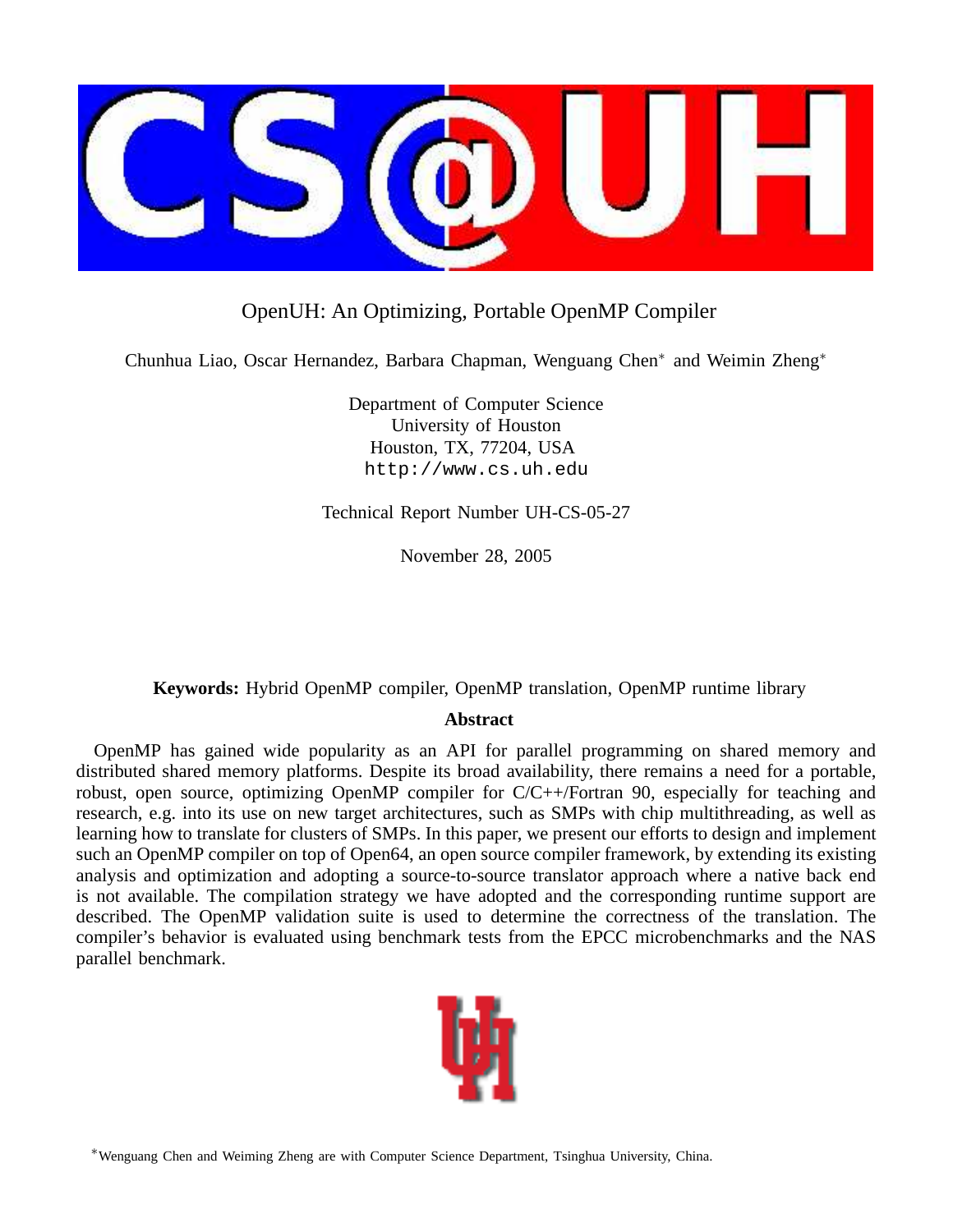# OpenUH: An Optimizing, Portable OpenMP Compiler

Chunhua Liao, Oscar Hernandez, Barbara Chapman, Wenguang Chen* and Weimin Zheng*

Department of Computer Science
University of Houston
Houston, TX, 77204, USA
`http://www.cs.uh.edu`

Technical Report Number UH-CS-05-27

November 28, 2005

**Keywords:** Hybrid OpenMP compiler, OpenMP translation, OpenMP runtime library

## Abstract

OpenMP has gained wide popularity as an API for parallel programming on shared memory and distributed shared memory platforms. Despite its broad availability, there remains a need for a portable, robust, open source, optimizing OpenMP compiler for C/C++/Fortran 90, especially for teaching and research, e.g. into its use on new target architectures, such as SMPs with chip multithreading, as well as learning how to translate for clusters of SMPs. In this paper, we present our efforts to design and implement such an OpenMP compiler on top of Open64, an open source compiler framework, by extending its existing analysis and optimization and adopting a source-to-source translator approach where a native back end is not available. The compilation strategy we have adopted and the corresponding runtime support are described. The OpenMP validation suite is used to determine the correctness of the translation. The compiler's behavior is evaluated using benchmark tests from the EPCC microbenchmarks and the NAS parallel benchmark.

*Wenguang Chen and Weiming Zheng are with Computer Science Department, Tsinghua University, China.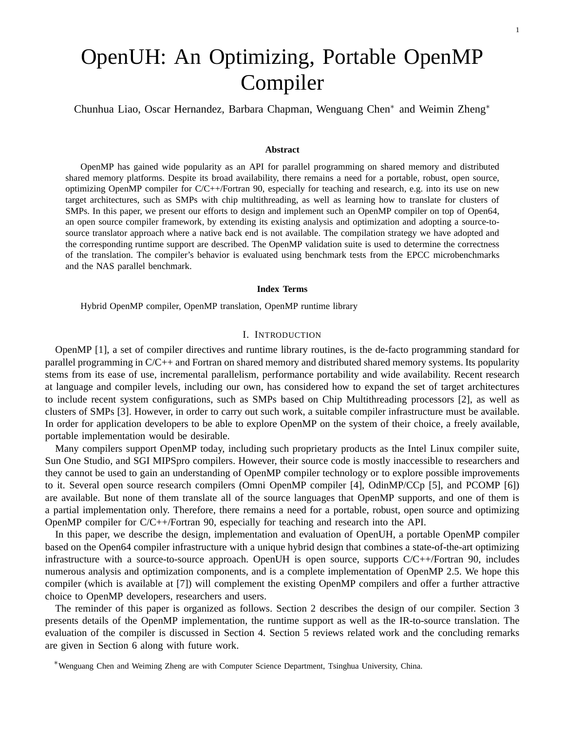# OpenUH: An Optimizing, Portable OpenMP Compiler

Chunhua Liao, Oscar Hernandez, Barbara Chapman, Wenguang Chen* and Weimin Zheng*

**Abstract**

OpenMP has gained wide popularity as an API for parallel programming on shared memory and distributed shared memory platforms. Despite its broad availability, there remains a need for a portable, robust, open source, optimizing OpenMP compiler for C/C++/Fortran 90, especially for teaching and research, e.g. into its use on new target architectures, such as SMPs with chip multithreading, as well as learning how to translate for clusters of SMPs. In this paper, we present our efforts to design and implement such an OpenMP compiler on top of Open64, an open source compiler framework, by extending its existing analysis and optimization and adopting a source-to-source translator approach where a native back end is not available. The compilation strategy we have adopted and the corresponding runtime support are described. The OpenMP validation suite is used to determine the correctness of the translation. The compiler's behavior is evaluated using benchmark tests from the EPCC microbenchmarks and the NAS parallel benchmark.

**Index Terms**

Hybrid OpenMP compiler, OpenMP translation, OpenMP runtime library

## I. Introduction

OpenMP [1], a set of compiler directives and runtime library routines, is the de-facto programming standard for parallel programming in C/C++ and Fortran on shared memory and distributed shared memory systems. Its popularity stems from its ease of use, incremental parallelism, performance portability and wide availability. Recent research at language and compiler levels, including our own, has considered how to expand the set of target architectures to include recent system configurations, such as SMPs based on Chip Multithreading processors [2], as well as clusters of SMPs [3]. However, in order to carry out such work, a suitable compiler infrastructure must be available. In order for application developers to be able to explore OpenMP on the system of their choice, a freely available, portable implementation would be desirable.

Many compilers support OpenMP today, including such proprietary products as the Intel Linux compiler suite, Sun One Studio, and SGI MIPSpro compilers. However, their source code is mostly inaccessible to researchers and they cannot be used to gain an understanding of OpenMP compiler technology or to explore possible improvements to it. Several open source research compilers (Omni OpenMP compiler [4], OdinMP/CCp [5], and PCOMP [6]) are available. But none of them translate all of the source languages that OpenMP supports, and one of them is a partial implementation only. Therefore, there remains a need for a portable, robust, open source and optimizing OpenMP compiler for C/C++/Fortran 90, especially for teaching and research into the API.

In this paper, we describe the design, implementation and evaluation of OpenUH, a portable OpenMP compiler based on the Open64 compiler infrastructure with a unique hybrid design that combines a state-of-the-art optimizing infrastructure with a source-to-source approach. OpenUH is open source, supports C/C++/Fortran 90, includes numerous analysis and optimization components, and is a complete implementation of OpenMP 2.5. We hope this compiler (which is available at [7]) will complement the existing OpenMP compilers and offer a further attractive choice to OpenMP developers, researchers and users.

The reminder of this paper is organized as follows. Section 2 describes the design of our compiler. Section 3 presents details of the OpenMP implementation, the runtime support as well as the IR-to-source translation. The evaluation of the compiler is discussed in Section 4. Section 5 reviews related work and the concluding remarks are given in Section 6 along with future work.

*Wenguang Chen and Weiming Zheng are with Computer Science Department, Tsinghua University, China.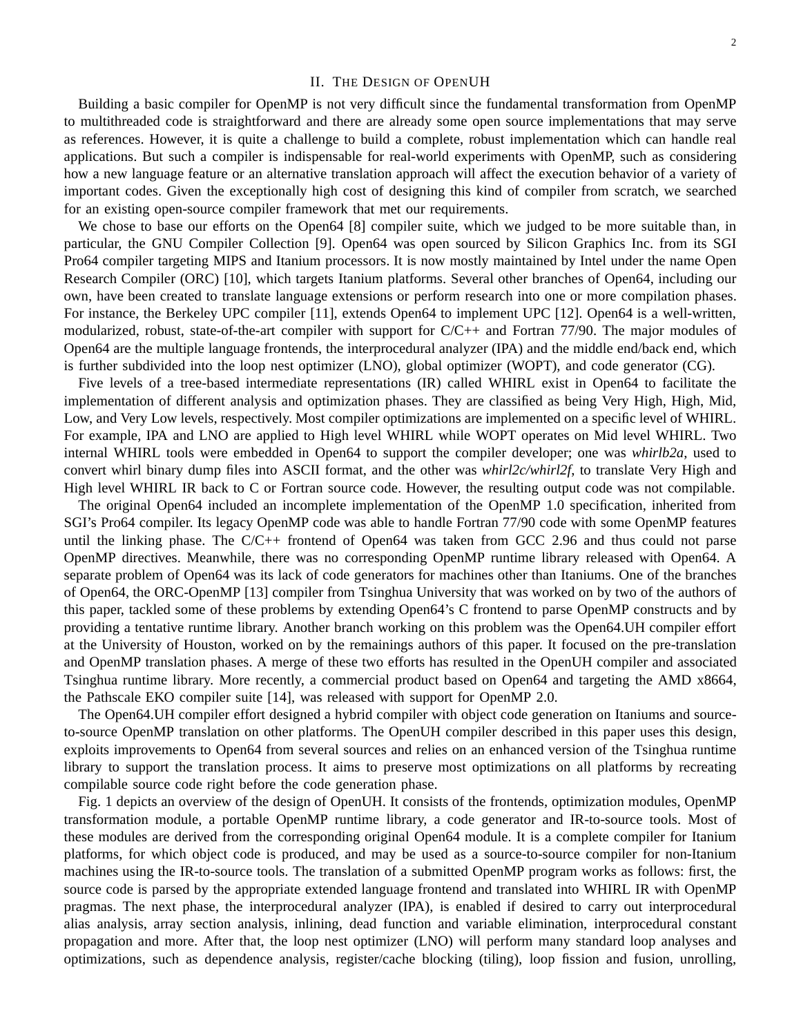## II. The Design of OpenUH

Building a basic compiler for OpenMP is not very difficult since the fundamental transformation from OpenMP to multithreaded code is straightforward and there are already some open source implementations that may serve as references. However, it is quite a challenge to build a complete, robust implementation which can handle real applications. But such a compiler is indispensable for real-world experiments with OpenMP, such as considering how a new language feature or an alternative translation approach will affect the execution behavior of a variety of important codes. Given the exceptionally high cost of designing this kind of compiler from scratch, we searched for an existing open-source compiler framework that met our requirements.

We chose to base our efforts on the Open64 [8] compiler suite, which we judged to be more suitable than, in particular, the GNU Compiler Collection [9]. Open64 was open sourced by Silicon Graphics Inc. from its SGI Pro64 compiler targeting MIPS and Itanium processors. It is now mostly maintained by Intel under the name Open Research Compiler (ORC) [10], which targets Itanium platforms. Several other branches of Open64, including our own, have been created to translate language extensions or perform research into one or more compilation phases. For instance, the Berkeley UPC compiler [11], extends Open64 to implement UPC [12]. Open64 is a well-written, modularized, robust, state-of-the-art compiler with support for C/C++ and Fortran 77/90. The major modules of Open64 are the multiple language frontends, the interprocedural analyzer (IPA) and the middle end/back end, which is further subdivided into the loop nest optimizer (LNO), global optimizer (WOPT), and code generator (CG).

Five levels of a tree-based intermediate representations (IR) called WHIRL exist in Open64 to facilitate the implementation of different analysis and optimization phases. They are classified as being Very High, High, Mid, Low, and Very Low levels, respectively. Most compiler optimizations are implemented on a specific level of WHIRL. For example, IPA and LNO are applied to High level WHIRL while WOPT operates on Mid level WHIRL. Two internal WHIRL tools were embedded in Open64 to support the compiler developer; one was *whirlb2a*, used to convert whirl binary dump files into ASCII format, and the other was *whirl2c/whirl2f*, to translate Very High and High level WHIRL IR back to C or Fortran source code. However, the resulting output code was not compilable.

The original Open64 included an incomplete implementation of the OpenMP 1.0 specification, inherited from SGI's Pro64 compiler. Its legacy OpenMP code was able to handle Fortran 77/90 code with some OpenMP features until the linking phase. The C/C++ frontend of Open64 was taken from GCC 2.96 and thus could not parse OpenMP directives. Meanwhile, there was no corresponding OpenMP runtime library released with Open64. A separate problem of Open64 was its lack of code generators for machines other than Itaniums. One of the branches of Open64, the ORC-OpenMP [13] compiler from Tsinghua University that was worked on by two of the authors of this paper, tackled some of these problems by extending Open64's C frontend to parse OpenMP constructs and by providing a tentative runtime library. Another branch working on this problem was the Open64.UH compiler effort at the University of Houston, worked on by the remainings authors of this paper. It focused on the pre-translation and OpenMP translation phases. A merge of these two efforts has resulted in the OpenUH compiler and associated Tsinghua runtime library. More recently, a commercial product based on Open64 and targeting the AMD x8664, the Pathscale EKO compiler suite [14], was released with support for OpenMP 2.0.

The Open64.UH compiler effort designed a hybrid compiler with object code generation on Itaniums and source-to-source OpenMP translation on other platforms. The OpenUH compiler described in this paper uses this design, exploits improvements to Open64 from several sources and relies on an enhanced version of the Tsinghua runtime library to support the translation process. It aims to preserve most optimizations on all platforms by recreating compilable source code right before the code generation phase.

Fig. 1 depicts an overview of the design of OpenUH. It consists of the frontends, optimization modules, OpenMP transformation module, a portable OpenMP runtime library, a code generator and IR-to-source tools. Most of these modules are derived from the corresponding original Open64 module. It is a complete compiler for Itanium platforms, for which object code is produced, and may be used as a source-to-source compiler for non-Itanium machines using the IR-to-source tools. The translation of a submitted OpenMP program works as follows: first, the source code is parsed by the appropriate extended language frontend and translated into WHIRL IR with OpenMP pragmas. The next phase, the interprocedural analyzer (IPA), is enabled if desired to carry out interprocedural alias analysis, array section analysis, inlining, dead function and variable elimination, interprocedural constant propagation and more. After that, the loop nest optimizer (LNO) will perform many standard loop analyses and optimizations, such as dependence analysis, register/cache blocking (tiling), loop fission and fusion, unrolling,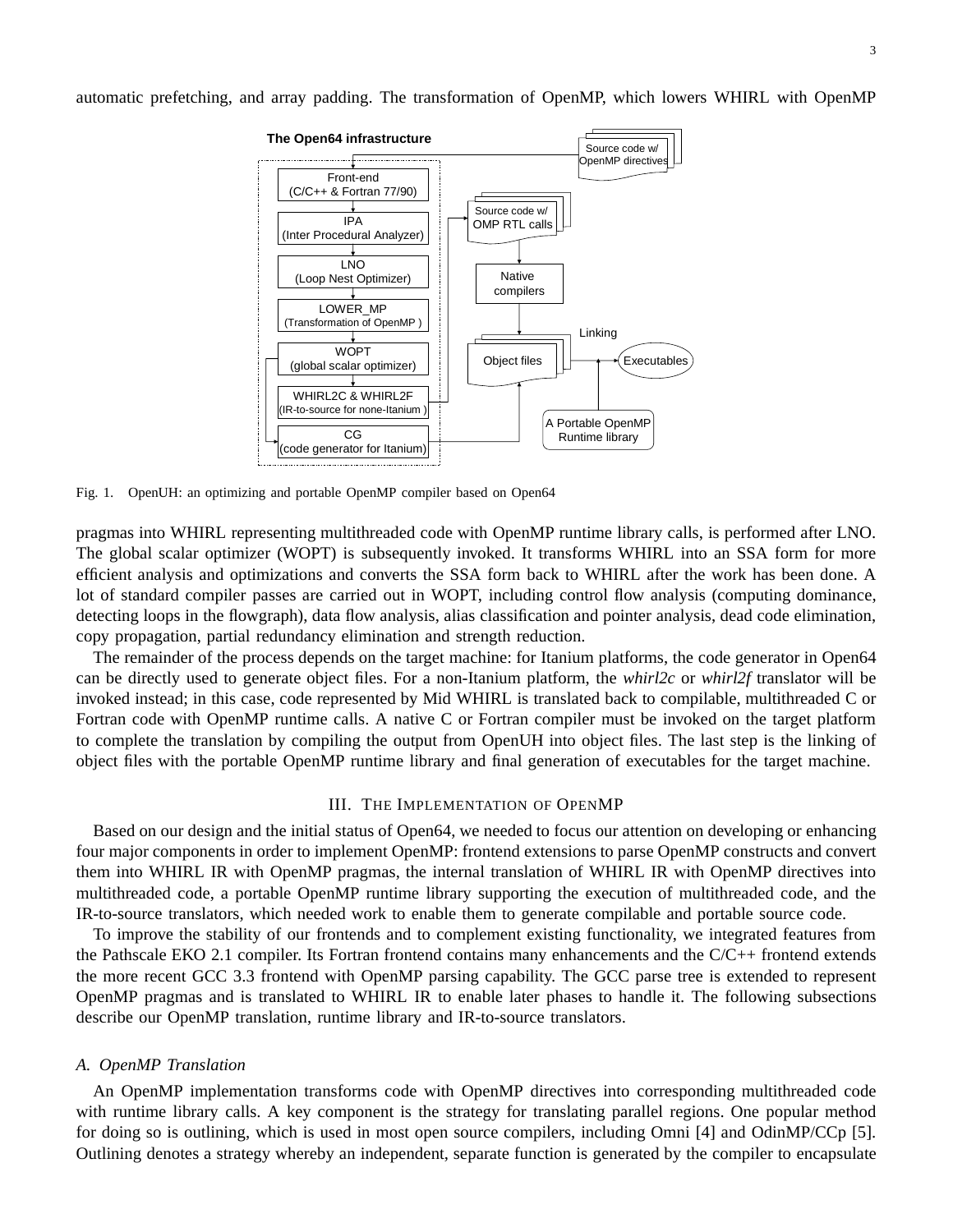automatic prefetching, and array padding. The transformation of OpenMP, which lowers WHIRL with OpenMP

Fig. 1. OpenUH: an optimizing and portable OpenMP compiler based on Open64

pragmas into WHIRL representing multithreaded code with OpenMP runtime library calls, is performed after LNO. The global scalar optimizer (WOPT) is subsequently invoked. It transforms WHIRL into an SSA form for more efficient analysis and optimizations and converts the SSA form back to WHIRL after the work has been done. A lot of standard compiler passes are carried out in WOPT, including control flow analysis (computing dominance, detecting loops in the flowgraph), data flow analysis, alias classification and pointer analysis, dead code elimination, copy propagation, partial redundancy elimination and strength reduction.

The remainder of the process depends on the target machine: for Itanium platforms, the code generator in Open64 can be directly used to generate object files. For a non-Itanium platform, the *whirl2c* or *whirl2f* translator will be invoked instead; in this case, code represented by Mid WHIRL is translated back to compilable, multithreaded C or Fortran code with OpenMP runtime calls. A native C or Fortran compiler must be invoked on the target platform to complete the translation by compiling the output from OpenUH into object files. The last step is the linking of object files with the portable OpenMP runtime library and final generation of executables for the target machine.

## III. The Implementation of OpenMP

Based on our design and the initial status of Open64, we needed to focus our attention on developing or enhancing four major components in order to implement OpenMP: frontend extensions to parse OpenMP constructs and convert them into WHIRL IR with OpenMP pragmas, the internal translation of WHIRL IR with OpenMP directives into multithreaded code, a portable OpenMP runtime library supporting the execution of multithreaded code, and the IR-to-source translators, which needed work to enable them to generate compilable and portable source code.

To improve the stability of our frontends and to complement existing functionality, we integrated features from the Pathscale EKO 2.1 compiler. Its Fortran frontend contains many enhancements and the C/C++ frontend extends the more recent GCC 3.3 frontend with OpenMP parsing capability. The GCC parse tree is extended to represent OpenMP pragmas and is translated to WHIRL IR to enable later phases to handle it. The following subsections describe our OpenMP translation, runtime library and IR-to-source translators.

### A. OpenMP Translation

An OpenMP implementation transforms code with OpenMP directives into corresponding multithreaded code with runtime library calls. A key component is the strategy for translating parallel regions. One popular method for doing so is outlining, which is used in most open source compilers, including Omni [4] and OdinMP/CCp [5]. Outlining denotes a strategy whereby an independent, separate function is generated by the compiler to encapsulate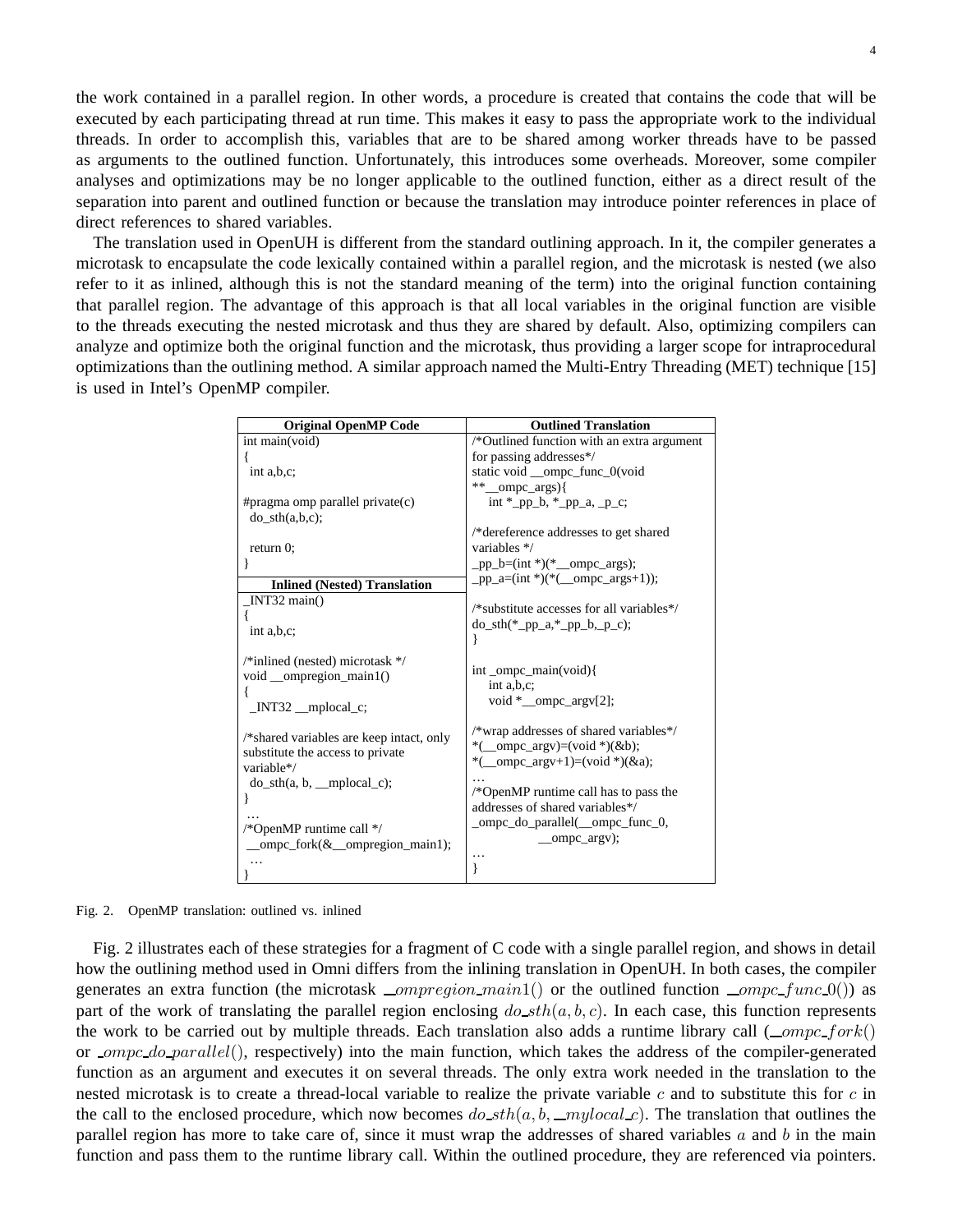the work contained in a parallel region. In other words, a procedure is created that contains the code that will be executed by each participating thread at run time. This makes it easy to pass the appropriate work to the individual threads. In order to accomplish this, variables that are to be shared among worker threads have to be passed as arguments to the outlined function. Unfortunately, this introduces some overheads. Moreover, some compiler analyses and optimizations may be no longer applicable to the outlined function, either as a direct result of the separation into parent and outlined function or because the translation may introduce pointer references in place of direct references to shared variables.

The translation used in OpenUH is different from the standard outlining approach. In it, the compiler generates a microtask to encapsulate the code lexically contained within a parallel region, and the microtask is nested (we also refer to it as inlined, although this is not the standard meaning of the term) into the original function containing that parallel region. The advantage of this approach is that all local variables in the original function are visible to the threads executing the nested microtask and thus they are shared by default. Also, optimizing compilers can analyze and optimize both the original function and the microtask, thus providing a larger scope for intraprocedural optimizations than the outlining method. A similar approach named the Multi-Entry Threading (MET) technique [15] is used in Intel's OpenMP compiler.

**Original OpenMP Code**

```
int main(void)
{
  int a,b,c;

#pragma omp parallel private(c)
  do_sth(a,b,c);

  return 0;
}
```

**Inlined (Nested) Translation**

```
_INT32 main()
{
  int a,b,c;

/*inlined (nested) microtask */
void __ompregion_main1()
{
  _INT32 __mplocal_c;

/*shared variables are keep intact, only
substitute the access to private
variable*/
  do_sth(a, b, __mplocal_c);
}
…
/*OpenMP runtime call */
 __ompc_fork(&__ompregion_main1);
 …
}
```

**Outlined Translation**

```
/*Outlined function with an extra argument
for passing addresses*/
static void __ompc_func_0(void
**__ompc_args){
    int *_pp_b, *_pp_a, _p_c;

/*dereference addresses to get shared
variables */
_pp_b=(int *)(*__ompc_args);
_pp_a=(int *)(*(__ompc_args+1));

/*substitute accesses for all variables*/
do_sth(*_pp_a,*_pp_b,_p_c);
}

int _ompc_main(void){
    int a,b,c;
    void *__ompc_argv[2];

/*wrap addresses of shared variables*/
*(__ompc_argv)=(void *)(&b);
*(__ompc_argv+1)=(void *)(&a);
…
/*OpenMP runtime call has to pass the
addresses of shared variables*/
_ompc_do_parallel(__ompc_func_0,
                __ompc_argv);
…
}
```

Fig. 2. OpenMP translation: outlined vs. inlined

Fig. 2 illustrates each of these strategies for a fragment of C code with a single parallel region, and shows in detail how the outlining method used in Omni differs from the inlining translation in OpenUH. In both cases, the compiler generates an extra function (the microtask $\_\_ompregion\_main1()$ or the outlined function $\_\_ompc\_func\_0()$) as part of the work of translating the parallel region enclosing $do\_sth(a, b, c)$. In each case, this function represents the work to be carried out by multiple threads. Each translation also adds a runtime library call ($\_\_ompc\_fork()$ or $\_ompc\_do\_parallel()$, respectively) into the main function, which takes the address of the compiler-generated function as an argument and executes it on several threads. The only extra work needed in the translation to the nested microtask is to create a thread-local variable to realize the private variable $c$ and to substitute this for $c$ in the call to the enclosed procedure, which now becomes $do\_sth(a, b, \_\_mylocal\_c)$. The translation that outlines the parallel region has more to take care of, since it must wrap the addresses of shared variables $a$ and $b$ in the main function and pass them to the runtime library call. Within the outlined procedure, they are referenced via pointers.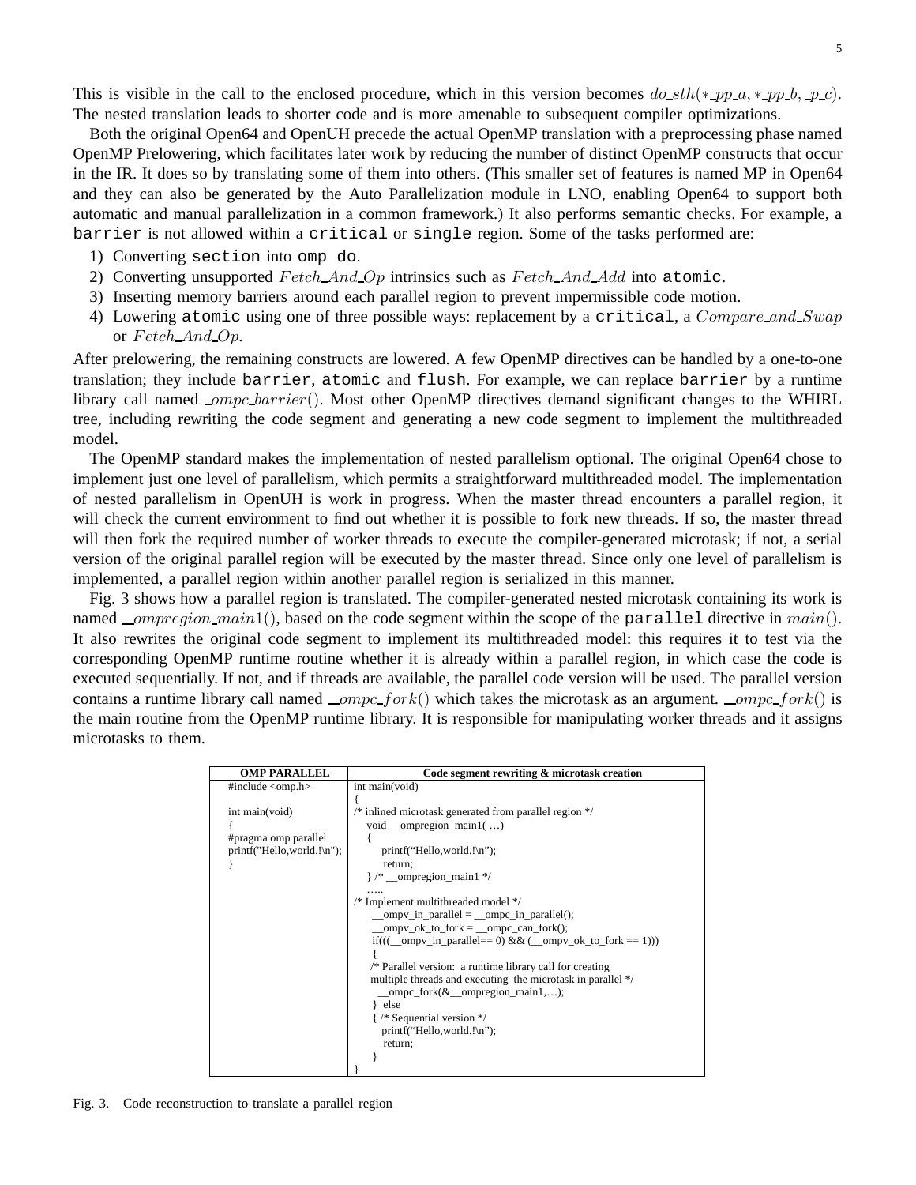This is visible in the call to the enclosed procedure, which in this version becomes $do\_sth(*\_pp\_a, *\_pp\_b, \_p\_c)$. The nested translation leads to shorter code and is more amenable to subsequent compiler optimizations.

Both the original Open64 and OpenUH precede the actual OpenMP translation with a preprocessing phase named OpenMP Prelowering, which facilitates later work by reducing the number of distinct OpenMP constructs that occur in the IR. It does so by translating some of them into others. (This smaller set of features is named MP in Open64 and they can also be generated by the Auto Parallelization module in LNO, enabling Open64 to support both automatic and manual parallelization in a common framework.) It also performs semantic checks. For example, a `barrier` is not allowed within a `critical` or `single` region. Some of the tasks performed are:

1) Converting `section` into `omp do`.
2) Converting unsupported $Fetch\_And\_Op$ intrinsics such as $Fetch\_And\_Add$ into `atomic`.
3) Inserting memory barriers around each parallel region to prevent impermissible code motion.
4) Lowering `atomic` using one of three possible ways: replacement by a `critical`, a $Compare\_and\_Swap$ or $Fetch\_And\_Op$.

After prelowering, the remaining constructs are lowered. A few OpenMP directives can be handled by a one-to-one translation; they include `barrier`, `atomic` and `flush`. For example, we can replace `barrier` by a runtime library call named $\_ompc\_barrier()$. Most other OpenMP directives demand significant changes to the WHIRL tree, including rewriting the code segment and generating a new code segment to implement the multithreaded model.

The OpenMP standard makes the implementation of nested parallelism optional. The original Open64 chose to implement just one level of parallelism, which permits a straightforward multithreaded model. The implementation of nested parallelism in OpenUH is work in progress. When the master thread encounters a parallel region, it will check the current environment to find out whether it is possible to fork new threads. If so, the master thread will then fork the required number of worker threads to execute the compiler-generated microtask; if not, a serial version of the original parallel region will be executed by the master thread. Since only one level of parallelism is implemented, a parallel region within another parallel region is serialized in this manner.

Fig. 3 shows how a parallel region is translated. The compiler-generated nested microtask containing its work is named $\_\_ompregion\_main1()$, based on the code segment within the scope of the `parallel` directive in $main()$. It also rewrites the original code segment to implement its multithreaded model: this requires it to test via the corresponding OpenMP runtime routine whether it is already within a parallel region, in which case the code is executed sequentially. If not, and if threads are available, the parallel code version will be used. The parallel version contains a runtime library call named $\_\_ompc\_fork()$ which takes the microtask as an argument. $\_\_ompc\_fork()$ is the main routine from the OpenMP runtime library. It is responsible for manipulating worker threads and it assigns microtasks to them.

| OMP PARALLEL | Code segment rewriting & microtask creation |
|---|---|
| <pre>#include <omp.h><br><br>int main(void)<br>{<br>#pragma omp parallel<br>printf("Hello,world.!\n");<br>}</pre> | <pre>int main(void)<br>{<br>/* inlined microtask generated from parallel region */<br>   void __ompregion_main1( …)<br>   {<br>      printf("Hello,world.!\n");<br>      return;<br>   } /* __ompregion_main1 */<br>   …..<br>/* Implement multithreaded model */<br>    __ompv_in_parallel = __ompc_in_parallel();<br>    __ompv_ok_to_fork = __ompc_can_fork();<br>    if(((__ompv_in_parallel== 0) && (__ompv_ok_to_fork == 1)))<br>    {<br>    /* Parallel version:  a runtime library call for creating<br>    multiple threads and executing  the microtask in parallel */<br>      __ompc_fork(&__ompregion_main1,…);<br>    } else<br>    { /* Sequential version */<br>      printf("Hello,world.!\n");<br>      return;<br>    }<br>}</pre> |

Fig. 3. Code reconstruction to translate a parallel region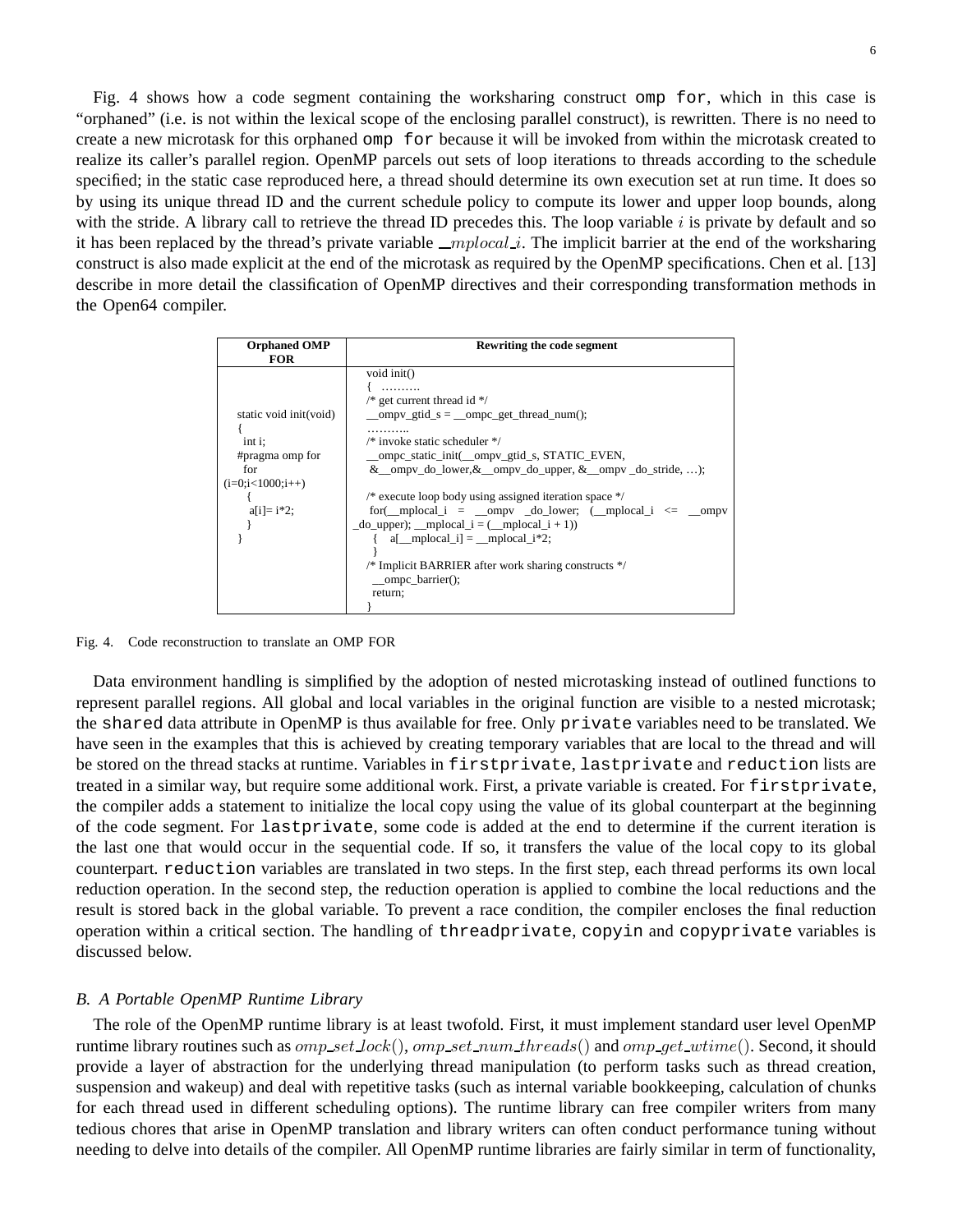Fig. 4 shows how a code segment containing the worksharing construct `omp for`, which in this case is "orphaned" (i.e. is not within the lexical scope of the enclosing parallel construct), is rewritten. There is no need to create a new microtask for this orphaned `omp for` because it will be invoked from within the microtask created to realize its caller's parallel region. OpenMP parcels out sets of loop iterations to threads according to the schedule specified; in the static case reproduced here, a thread should determine its own execution set at run time. It does so by using its unique thread ID and the current schedule policy to compute its lower and upper loop bounds, along with the stride. A library call to retrieve the thread ID precedes this. The loop variable $i$ is private by default and so it has been replaced by the thread's private variable $\_mplocal\_i$. The implicit barrier at the end of the worksharing construct is also made explicit at the end of the microtask as required by the OpenMP specifications. Chen et al. [13] describe in more detail the classification of OpenMP directives and their corresponding transformation methods in the Open64 compiler.

| Orphaned OMP FOR | Rewriting the code segment |
|---|---|
| static void init(void)<br>{<br>int i;<br>#pragma omp for<br>for (i=0;i<1000;i++)<br>{<br>a[i]= i*2;<br>}<br>} | void init()<br>{ ……….<br>/* get current thread id */<br>__ompv_gtid_s = __ompc_get_thread_num();<br>………..<br>/* invoke static scheduler */<br>__ompc_static_init(__ompv_gtid_s, STATIC_EVEN,<br>&__ompv_do_lower,&__ompv_do_upper, &__ompv _do_stride, …);<br><br>/* execute loop body using assigned iteration space */<br>for(__mplocal_i = __ompv _do_lower; (__mplocal_i <= __ompv _do_upper); __mplocal_i = (__mplocal_i + 1))<br>{ a[__mplocal_i] = __mplocal_i*2;<br>}<br>/* Implicit BARRIER after work sharing constructs */<br>__ompc_barrier();<br>return;<br>} |

Fig. 4. Code reconstruction to translate an OMP FOR

Data environment handling is simplified by the adoption of nested microtasking instead of outlined functions to represent parallel regions. All global and local variables in the original function are visible to a nested microtask; the `shared` data attribute in OpenMP is thus available for free. Only `private` variables need to be translated. We have seen in the examples that this is achieved by creating temporary variables that are local to the thread and will be stored on the thread stacks at runtime. Variables in `firstprivate`, `lastprivate` and `reduction` lists are treated in a similar way, but require some additional work. First, a private variable is created. For `firstprivate`, the compiler adds a statement to initialize the local copy using the value of its global counterpart at the beginning of the code segment. For `lastprivate`, some code is added at the end to determine if the current iteration is the last one that would occur in the sequential code. If so, it transfers the value of the local copy to its global counterpart. `reduction` variables are translated in two steps. In the first step, each thread performs its own local reduction operation. In the second step, the reduction operation is applied to combine the local reductions and the result is stored back in the global variable. To prevent a race condition, the compiler encloses the final reduction operation within a critical section. The handling of `threadprivate`, `copyin` and `copyprivate` variables is discussed below.

### *B. A Portable OpenMP Runtime Library*

The role of the OpenMP runtime library is at least twofold. First, it must implement standard user level OpenMP runtime library routines such as $omp\_set\_lock()$, $omp\_set\_num\_threads()$ and $omp\_get\_wtime()$. Second, it should provide a layer of abstraction for the underlying thread manipulation (to perform tasks such as thread creation, suspension and wakeup) and deal with repetitive tasks (such as internal variable bookkeeping, calculation of chunks for each thread used in different scheduling options). The runtime library can free compiler writers from many tedious chores that arise in OpenMP translation and library writers can often conduct performance tuning without needing to delve into details of the compiler. All OpenMP runtime libraries are fairly similar in term of functionality,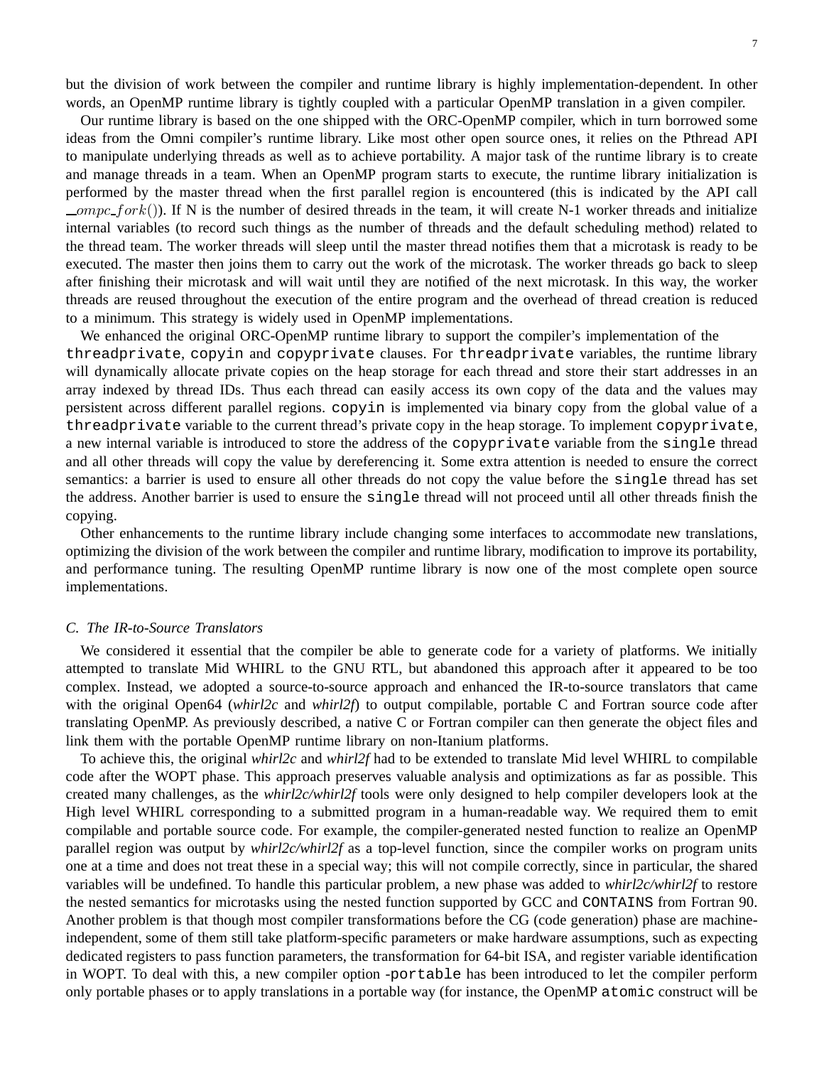but the division of work between the compiler and runtime library is highly implementation-dependent. In other words, an OpenMP runtime library is tightly coupled with a particular OpenMP translation in a given compiler.

Our runtime library is based on the one shipped with the ORC-OpenMP compiler, which in turn borrowed some ideas from the Omni compiler's runtime library. Like most other open source ones, it relies on the Pthread API to manipulate underlying threads as well as to achieve portability. A major task of the runtime library is to create and manage threads in a team. When an OpenMP program starts to execute, the runtime library initialization is performed by the master thread when the first parallel region is encountered (this is indicated by the API call $\_ompc\_fork()$). If N is the number of desired threads in the team, it will create N-1 worker threads and initialize internal variables (to record such things as the number of threads and the default scheduling method) related to the thread team. The worker threads will sleep until the master thread notifies them that a microtask is ready to be executed. The master then joins them to carry out the work of the microtask. The worker threads go back to sleep after finishing their microtask and will wait until they are notified of the next microtask. In this way, the worker threads are reused throughout the execution of the entire program and the overhead of thread creation is reduced to a minimum. This strategy is widely used in OpenMP implementations.

We enhanced the original ORC-OpenMP runtime library to support the compiler's implementation of the `threadprivate`, `copyin` and `copyprivate` clauses. For `threadprivate` variables, the runtime library will dynamically allocate private copies on the heap storage for each thread and store their start addresses in an array indexed by thread IDs. Thus each thread can easily access its own copy of the data and the values may persistent across different parallel regions. `copyin` is implemented via binary copy from the global value of a `threadprivate` variable to the current thread's private copy in the heap storage. To implement `copyprivate`, a new internal variable is introduced to store the address of the `copyprivate` variable from the `single` thread and all other threads will copy the value by dereferencing it. Some extra attention is needed to ensure the correct semantics: a barrier is used to ensure all other threads do not copy the value before the `single` thread has set the address. Another barrier is used to ensure the `single` thread will not proceed until all other threads finish the copying.

Other enhancements to the runtime library include changing some interfaces to accommodate new translations, optimizing the division of the work between the compiler and runtime library, modification to improve its portability, and performance tuning. The resulting OpenMP runtime library is now one of the most complete open source implementations.

### *C. The IR-to-Source Translators*

We considered it essential that the compiler be able to generate code for a variety of platforms. We initially attempted to translate Mid WHIRL to the GNU RTL, but abandoned this approach after it appeared to be too complex. Instead, we adopted a source-to-source approach and enhanced the IR-to-source translators that came with the original Open64 (*whirl2c* and *whirl2f*) to output compilable, portable C and Fortran source code after translating OpenMP. As previously described, a native C or Fortran compiler can then generate the object files and link them with the portable OpenMP runtime library on non-Itanium platforms.

To achieve this, the original *whirl2c* and *whirl2f* had to be extended to translate Mid level WHIRL to compilable code after the WOPT phase. This approach preserves valuable analysis and optimizations as far as possible. This created many challenges, as the *whirl2c/whirl2f* tools were only designed to help compiler developers look at the High level WHIRL corresponding to a submitted program in a human-readable way. We required them to emit compilable and portable source code. For example, the compiler-generated nested function to realize an OpenMP parallel region was output by *whirl2c/whirl2f* as a top-level function, since the compiler works on program units one at a time and does not treat these in a special way; this will not compile correctly, since in particular, the shared variables will be undefined. To handle this particular problem, a new phase was added to *whirl2c/whirl2f* to restore the nested semantics for microtasks using the nested function supported by GCC and `CONTAINS` from Fortran 90. Another problem is that though most compiler transformations before the CG (code generation) phase are machine-independent, some of them still take platform-specific parameters or make hardware assumptions, such as expecting dedicated registers to pass function parameters, the transformation for 64-bit ISA, and register variable identification in WOPT. To deal with this, a new compiler option `-portable` has been introduced to let the compiler perform only portable phases or to apply translations in a portable way (for instance, the OpenMP `atomic` construct will be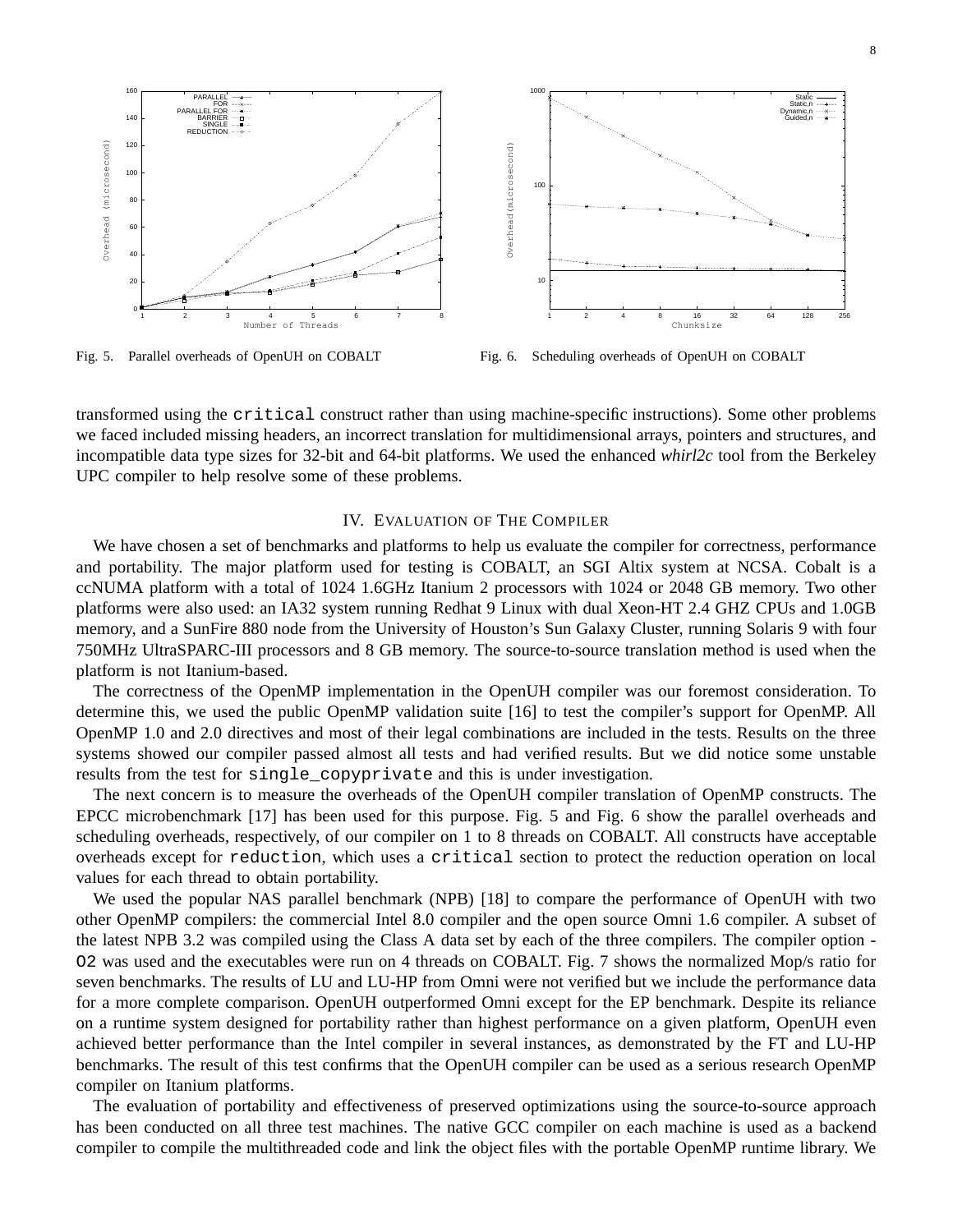Fig. 5. Parallel overheads of OpenUH on COBALT

Fig. 6. Scheduling overheads of OpenUH on COBALT

transformed using the `critical` construct rather than using machine-specific instructions). Some other problems we faced included missing headers, an incorrect translation for multidimensional arrays, pointers and structures, and incompatible data type sizes for 32-bit and 64-bit platforms. We used the enhanced *whirl2c* tool from the Berkeley UPC compiler to help resolve some of these problems.

## IV. Evaluation of The Compiler

We have chosen a set of benchmarks and platforms to help us evaluate the compiler for correctness, performance and portability. The major platform used for testing is COBALT, an SGI Altix system at NCSA. Cobalt is a ccNUMA platform with a total of 1024 1.6GHz Itanium 2 processors with 1024 or 2048 GB memory. Two other platforms were also used: an IA32 system running Redhat 9 Linux with dual Xeon-HT 2.4 GHZ CPUs and 1.0GB memory, and a SunFire 880 node from the University of Houston's Sun Galaxy Cluster, running Solaris 9 with four 750MHz UltraSPARC-III processors and 8 GB memory. The source-to-source translation method is used when the platform is not Itanium-based.

The correctness of the OpenMP implementation in the OpenUH compiler was our foremost consideration. To determine this, we used the public OpenMP validation suite [16] to test the compiler's support for OpenMP. All OpenMP 1.0 and 2.0 directives and most of their legal combinations are included in the tests. Results on the three systems showed our compiler passed almost all tests and had verified results. But we did notice some unstable results from the test for `single_copyprivate` and this is under investigation.

The next concern is to measure the overheads of the OpenUH compiler translation of OpenMP constructs. The EPCC microbenchmark [17] has been used for this purpose. Fig. 5 and Fig. 6 show the parallel overheads and scheduling overheads, respectively, of our compiler on 1 to 8 threads on COBALT. All constructs have acceptable overheads except for `reduction`, which uses a `critical` section to protect the reduction operation on local values for each thread to obtain portability.

We used the popular NAS parallel benchmark (NPB) [18] to compare the performance of OpenUH with two other OpenMP compilers: the commercial Intel 8.0 compiler and the open source Omni 1.6 compiler. A subset of the latest NPB 3.2 was compiled using the Class A data set by each of the three compilers. The compiler option `-O2` was used and the executables were run on 4 threads on COBALT. Fig. 7 shows the normalized Mop/s ratio for seven benchmarks. The results of LU and LU-HP from Omni were not verified but we include the performance data for a more complete comparison. OpenUH outperformed Omni except for the EP benchmark. Despite its reliance on a runtime system designed for portability rather than highest performance on a given platform, OpenUH even achieved better performance than the Intel compiler in several instances, as demonstrated by the FT and LU-HP benchmarks. The result of this test confirms that the OpenUH compiler can be used as a serious research OpenMP compiler on Itanium platforms.

The evaluation of portability and effectiveness of preserved optimizations using the source-to-source approach has been conducted on all three test machines. The native GCC compiler on each machine is used as a backend compiler to compile the multithreaded code and link the object files with the portable OpenMP runtime library. We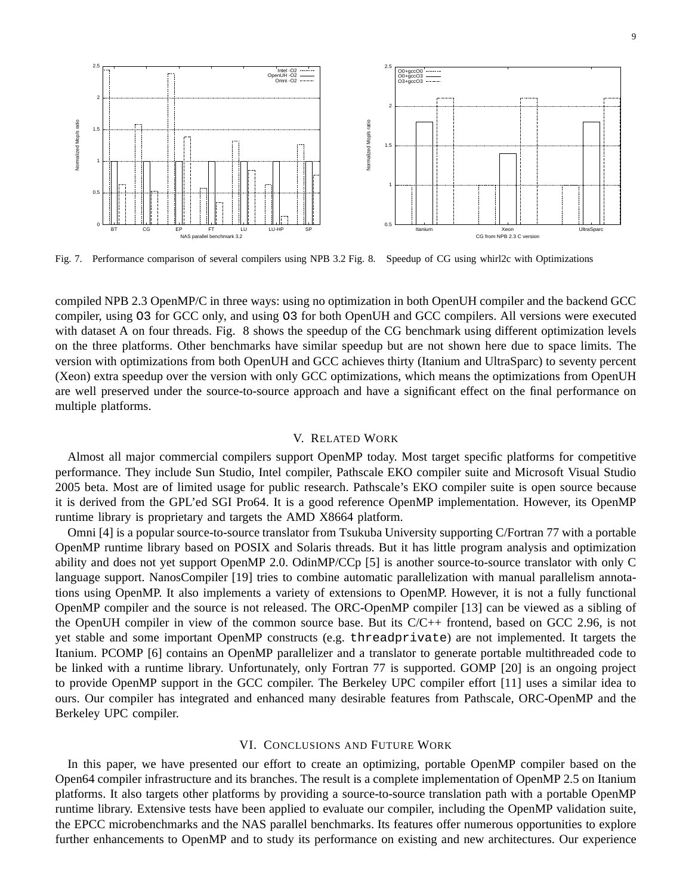Fig. 7. Performance comparison of several compilers using NPB 3.2

Fig. 8. Speedup of CG using whirl2c with Optimizations

compiled NPB 2.3 OpenMP/C in three ways: using no optimization in both OpenUH compiler and the backend GCC compiler, using O3 for GCC only, and using O3 for both OpenUH and GCC compilers. All versions were executed with dataset A on four threads. Fig. 8 shows the speedup of the CG benchmark using different optimization levels on the three platforms. Other benchmarks have similar speedup but are not shown here due to space limits. The version with optimizations from both OpenUH and GCC achieves thirty (Itanium and UltraSparc) to seventy percent (Xeon) extra speedup over the version with only GCC optimizations, which means the optimizations from OpenUH are well preserved under the source-to-source approach and have a significant effect on the final performance on multiple platforms.

## V. Related Work

Almost all major commercial compilers support OpenMP today. Most target specific platforms for competitive performance. They include Sun Studio, Intel compiler, Pathscale EKO compiler suite and Microsoft Visual Studio 2005 beta. Most are of limited usage for public research. Pathscale's EKO compiler suite is open source because it is derived from the GPL'ed SGI Pro64. It is a good reference OpenMP implementation. However, its OpenMP runtime library is proprietary and targets the AMD X8664 platform.

Omni [4] is a popular source-to-source translator from Tsukuba University supporting C/Fortran 77 with a portable OpenMP runtime library based on POSIX and Solaris threads. But it has little program analysis and optimization ability and does not yet support OpenMP 2.0. OdinMP/CCp [5] is another source-to-source translator with only C language support. NanosCompiler [19] tries to combine automatic parallelization with manual parallelism annotations using OpenMP. It also implements a variety of extensions to OpenMP. However, it is not a fully functional OpenMP compiler and the source is not released. The ORC-OpenMP compiler [13] can be viewed as a sibling of the OpenUH compiler in view of the common source base. But its C/C++ frontend, based on GCC 2.96, is not yet stable and some important OpenMP constructs (e.g. threadprivate) are not implemented. It targets the Itanium. PCOMP [6] contains an OpenMP parallelizer and a translator to generate portable multithreaded code to be linked with a runtime library. Unfortunately, only Fortran 77 is supported. GOMP [20] is an ongoing project to provide OpenMP support in the GCC compiler. The Berkeley UPC compiler effort [11] uses a similar idea to ours. Our compiler has integrated and enhanced many desirable features from Pathscale, ORC-OpenMP and the Berkeley UPC compiler.

## VI. Conclusions and Future Work

In this paper, we have presented our effort to create an optimizing, portable OpenMP compiler based on the Open64 compiler infrastructure and its branches. The result is a complete implementation of OpenMP 2.5 on Itanium platforms. It also targets other platforms by providing a source-to-source translation path with a portable OpenMP runtime library. Extensive tests have been applied to evaluate our compiler, including the OpenMP validation suite, the EPCC microbenchmarks and the NAS parallel benchmarks. Its features offer numerous opportunities to explore further enhancements to OpenMP and to study its performance on existing and new architectures. Our experience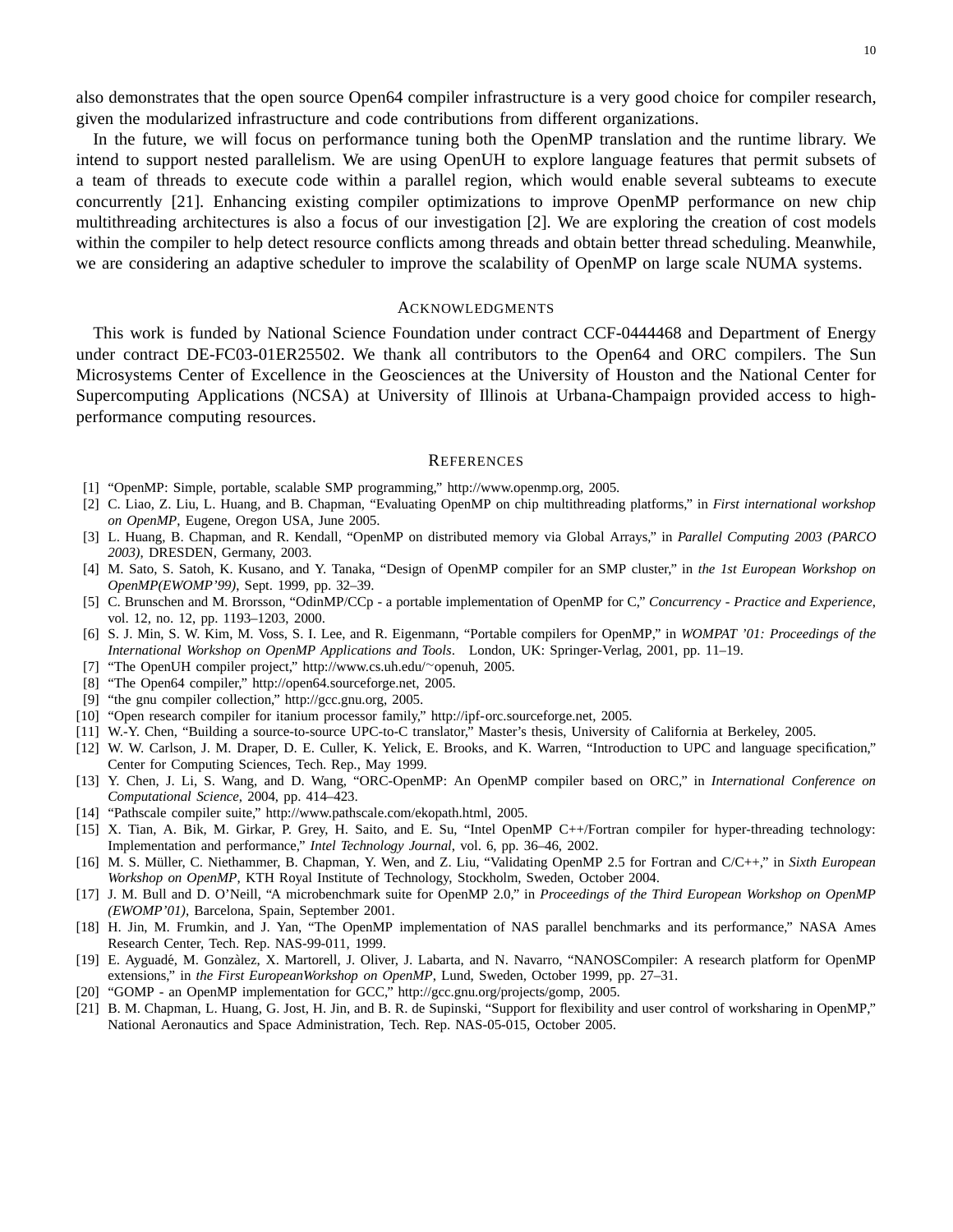also demonstrates that the open source Open64 compiler infrastructure is a very good choice for compiler research, given the modularized infrastructure and code contributions from different organizations.

In the future, we will focus on performance tuning both the OpenMP translation and the runtime library. We intend to support nested parallelism. We are using OpenUH to explore language features that permit subsets of a team of threads to execute code within a parallel region, which would enable several subteams to execute concurrently [21]. Enhancing existing compiler optimizations to improve OpenMP performance on new chip multithreading architectures is also a focus of our investigation [2]. We are exploring the creation of cost models within the compiler to help detect resource conflicts among threads and obtain better thread scheduling. Meanwhile, we are considering an adaptive scheduler to improve the scalability of OpenMP on large scale NUMA systems.

## Acknowledgments

This work is funded by National Science Foundation under contract CCF-0444468 and Department of Energy under contract DE-FC03-01ER25502. We thank all contributors to the Open64 and ORC compilers. The Sun Microsystems Center of Excellence in the Geosciences at the University of Houston and the National Center for Supercomputing Applications (NCSA) at University of Illinois at Urbana-Champaign provided access to high-performance computing resources.

## References

[1] "OpenMP: Simple, portable, scalable SMP programming," http://www.openmp.org, 2005.

[2] C. Liao, Z. Liu, L. Huang, and B. Chapman, "Evaluating OpenMP on chip multithreading platforms," in *First international workshop on OpenMP*, Eugene, Oregon USA, June 2005.

[3] L. Huang, B. Chapman, and R. Kendall, "OpenMP on distributed memory via Global Arrays," in *Parallel Computing 2003 (PARCO 2003)*, DRESDEN, Germany, 2003.

[4] M. Sato, S. Satoh, K. Kusano, and Y. Tanaka, "Design of OpenMP compiler for an SMP cluster," in *the 1st European Workshop on OpenMP(EWOMP'99)*, Sept. 1999, pp. 32–39.

[5] C. Brunschen and M. Brorsson, "OdinMP/CCp - a portable implementation of OpenMP for C," *Concurrency - Practice and Experience*, vol. 12, no. 12, pp. 1193–1203, 2000.

[6] S. J. Min, S. W. Kim, M. Voss, S. I. Lee, and R. Eigenmann, "Portable compilers for OpenMP," in *WOMPAT '01: Proceedings of the International Workshop on OpenMP Applications and Tools*. London, UK: Springer-Verlag, 2001, pp. 11–19.

[7] "The OpenUH compiler project," http://www.cs.uh.edu/~openuh, 2005.

[8] "The Open64 compiler," http://open64.sourceforge.net, 2005.

[9] "the gnu compiler collection," http://gcc.gnu.org, 2005.

[10] "Open research compiler for itanium processor family," http://ipf-orc.sourceforge.net, 2005.

[11] W.-Y. Chen, "Building a source-to-source UPC-to-C translator," Master's thesis, University of California at Berkeley, 2005.

[12] W. W. Carlson, J. M. Draper, D. E. Culler, K. Yelick, E. Brooks, and K. Warren, "Introduction to UPC and language specification," Center for Computing Sciences, Tech. Rep., May 1999.

[13] Y. Chen, J. Li, S. Wang, and D. Wang, "ORC-OpenMP: An OpenMP compiler based on ORC," in *International Conference on Computational Science*, 2004, pp. 414–423.

[14] "Pathscale compiler suite," http://www.pathscale.com/ekopath.html, 2005.

[15] X. Tian, A. Bik, M. Girkar, P. Grey, H. Saito, and E. Su, "Intel OpenMP C++/Fortran compiler for hyper-threading technology: Implementation and performance," *Intel Technology Journal*, vol. 6, pp. 36–46, 2002.

[16] M. S. Müller, C. Niethammer, B. Chapman, Y. Wen, and Z. Liu, "Validating OpenMP 2.5 for Fortran and C/C++," in *Sixth European Workshop on OpenMP*, KTH Royal Institute of Technology, Stockholm, Sweden, October 2004.

[17] J. M. Bull and D. O'Neill, "A microbenchmark suite for OpenMP 2.0," in *Proceedings of the Third European Workshop on OpenMP (EWOMP'01)*, Barcelona, Spain, September 2001.

[18] H. Jin, M. Frumkin, and J. Yan, "The OpenMP implementation of NAS parallel benchmarks and its performance," NASA Ames Research Center, Tech. Rep. NAS-99-011, 1999.

[19] E. Ayguadé, M. Gonzàlez, X. Martorell, J. Oliver, J. Labarta, and N. Navarro, "NANOSCompiler: A research platform for OpenMP extensions," in *the First EuropeanWorkshop on OpenMP*, Lund, Sweden, October 1999, pp. 27–31.

[20] "GOMP - an OpenMP implementation for GCC," http://gcc.gnu.org/projects/gomp, 2005.

[21] B. M. Chapman, L. Huang, G. Jost, H. Jin, and B. R. de Supinski, "Support for flexibility and user control of worksharing in OpenMP," National Aeronautics and Space Administration, Tech. Rep. NAS-05-015, October 2005.